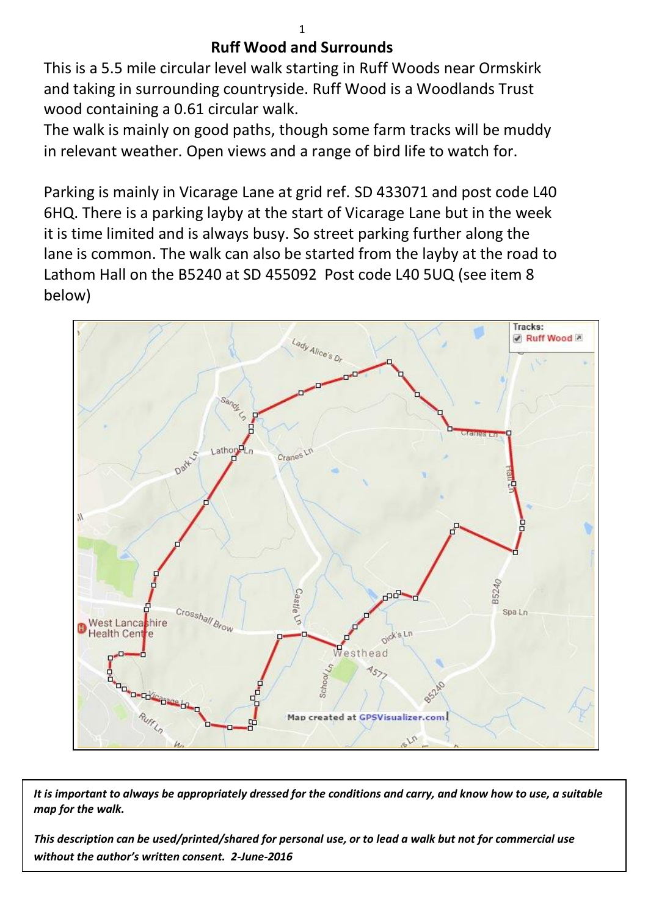# Ruff Wood and Surrounds

This is a 5.5 mile circular level walk starting in Ruff Woods near Ormskirk and taking in surrounding countryside. Ruff Wood is a Woodlands Trust wood containing a 0.61 circular walk.

The walk is mainly on good paths, though some farm tracks will be muddy in relevant weather. Open views and a range of bird life to watch for.

Parking is mainly in Vicarage Lane at grid ref. SD 433071 and post code L40 6HQ. There is a parking layby at the start of Vicarage Lane but in the week it is time limited and is always busy. So street parking further along the lane is common. The walk can also be started from the layby at the road to Lathom Hall on the B5240 at SD 455092 Post code L40 5UQ (see item 8 below)

*It is important to always be appropriately dressed for the conditions and carry, and know how to use, a suitable map for the walk.*

*This description can be used/printed/shared for personal use, or to lead a walk but not for commercial use without the author's written consent. 2-June-2016*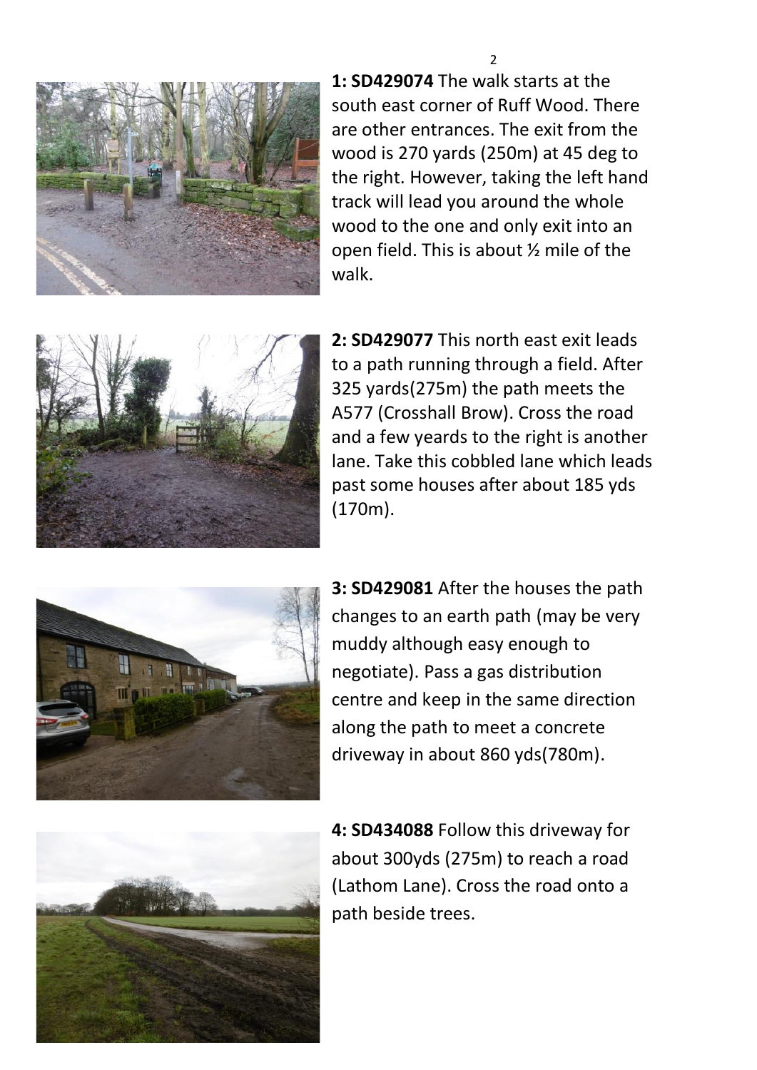**1: SD429074** The walk starts at the south east corner of Ruff Wood. There are other entrances. The exit from the wood is 270 yards (250m) at 45 deg to the right. However, taking the left hand track will lead you around the whole wood to the one and only exit into an open field. This is about ½ mile of the walk.

**2: SD429077** This north east exit leads to a path running through a field. After 325 yards(275m) the path meets the A577 (Crosshall Brow). Cross the road and a few yeards to the right is another lane. Take this cobbled lane which leads past some houses after about 185 yds (170m).

**3: SD429081** After the houses the path changes to an earth path (may be very muddy although easy enough to negotiate). Pass a gas distribution centre and keep in the same direction along the path to meet a concrete driveway in about 860 yds(780m).

**4: SD434088** Follow this driveway for about 300yds (275m) to reach a road (Lathom Lane). Cross the road onto a path beside trees.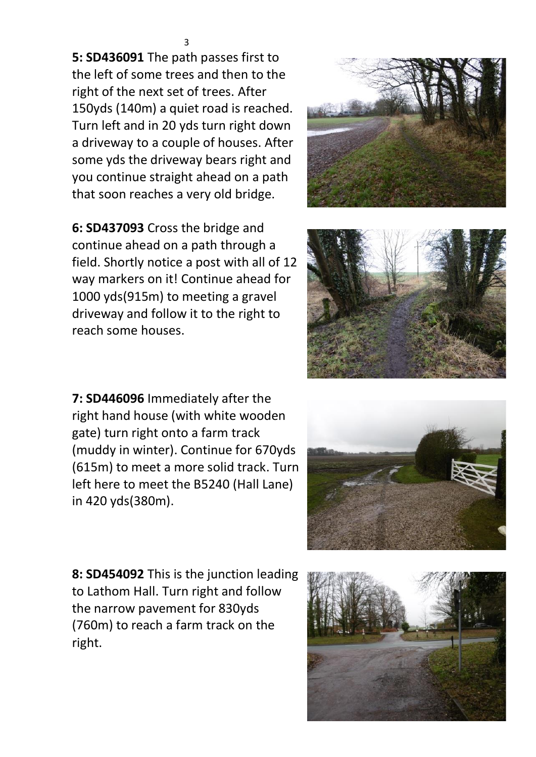**5: SD436091** The path passes first to the left of some trees and then to the right of the next set of trees. After 150yds (140m) a quiet road is reached. Turn left and in 20 yds turn right down a driveway to a couple of houses. After some yds the driveway bears right and you continue straight ahead on a path that soon reaches a very old bridge.

**6: SD437093** Cross the bridge and continue ahead on a path through a field. Shortly notice a post with all of 12 way markers on it! Continue ahead for 1000 yds(915m) to meeting a gravel driveway and follow it to the right to reach some houses.

**7: SD446096** Immediately after the right hand house (with white wooden gate) turn right onto a farm track (muddy in winter). Continue for 670yds (615m) to meet a more solid track. Turn left here to meet the B5240 (Hall Lane) in 420 yds(380m).

**8: SD454092** This is the junction leading to Lathom Hall. Turn right and follow the narrow pavement for 830yds (760m) to reach a farm track on the right.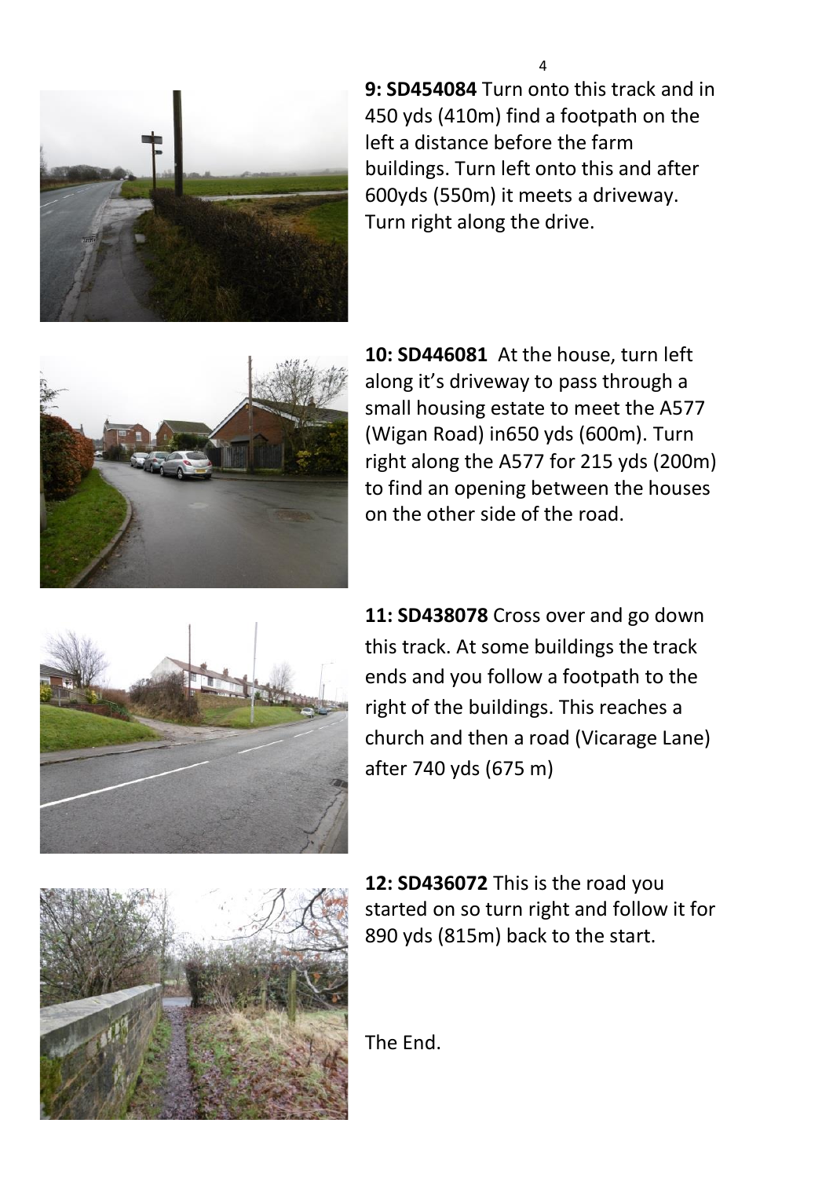**9: SD454084** Turn onto this track and in 450 yds (410m) find a footpath on the left a distance before the farm buildings. Turn left onto this and after 600yds (550m) it meets a driveway. Turn right along the drive.

**10: SD446081** At the house, turn left along it's driveway to pass through a small housing estate to meet the A577 (Wigan Road) in650 yds (600m). Turn right along the A577 for 215 yds (200m) to find an opening between the houses on the other side of the road.

**11: SD438078** Cross over and go down this track. At some buildings the track ends and you follow a footpath to the right of the buildings. This reaches a church and then a road (Vicarage Lane) after 740 yds (675 m)

**12: SD436072** This is the road you started on so turn right and follow it for 890 yds (815m) back to the start.

The End.